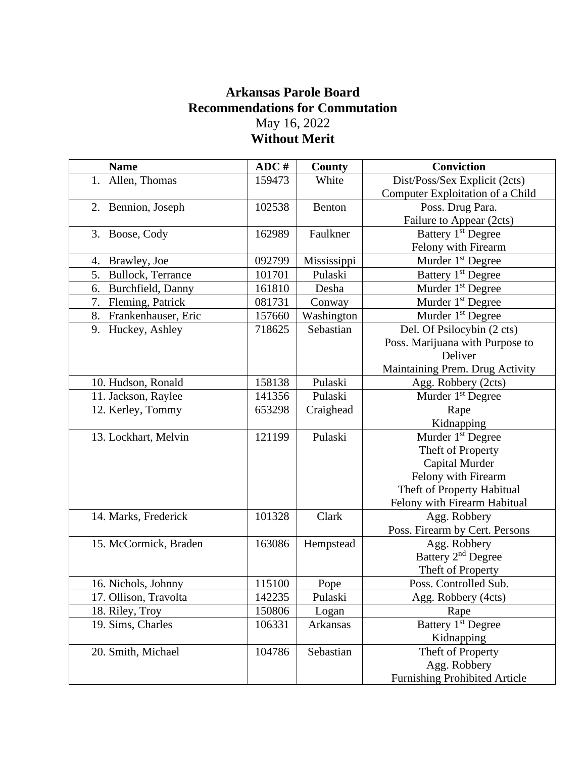**Arkansas Parole Board**
**Recommendations for Commutation**
May 16, 2022
**Without Merit**

| Name | ADC # | County | Conviction |
|---|---|---|---|
| 1. Allen, Thomas | 159473 | White | Dist/Poss/Sex Explicit (2cts)<br>Computer Exploitation of a Child |
| 2. Bennion, Joseph | 102538 | Benton | Poss. Drug Para.<br>Failure to Appear (2cts) |
| 3. Boose, Cody | 162989 | Faulkner | Battery 1st Degree<br>Felony with Firearm |
| 4. Brawley, Joe | 092799 | Mississippi | Murder 1st Degree |
| 5. Bullock, Terrance | 101701 | Pulaski | Battery 1st Degree |
| 6. Burchfield, Danny | 161810 | Desha | Murder 1st Degree |
| 7. Fleming, Patrick | 081731 | Conway | Murder 1st Degree |
| 8. Frankenhauser, Eric | 157660 | Washington | Murder 1st Degree |
| 9. Huckey, Ashley | 718625 | Sebastian | Del. Of Psilocybin (2 cts)<br>Poss. Marijuana with Purpose to Deliver<br>Maintaining Prem. Drug Activity |
| 10. Hudson, Ronald | 158138 | Pulaski | Agg. Robbery (2cts) |
| 11. Jackson, Raylee | 141356 | Pulaski | Murder 1st Degree |
| 12. Kerley, Tommy | 653298 | Craighead | Rape<br>Kidnapping |
| 13. Lockhart, Melvin | 121199 | Pulaski | Murder 1st Degree<br>Theft of Property<br>Capital Murder<br>Felony with Firearm<br>Theft of Property Habitual<br>Felony with Firearm Habitual |
| 14. Marks, Frederick | 101328 | Clark | Agg. Robbery<br>Poss. Firearm by Cert. Persons |
| 15. McCormick, Braden | 163086 | Hempstead | Agg. Robbery<br>Battery 2nd Degree<br>Theft of Property |
| 16. Nichols, Johnny | 115100 | Pope | Poss. Controlled Sub. |
| 17. Ollison, Travolta | 142235 | Pulaski | Agg. Robbery (4cts) |
| 18. Riley, Troy | 150806 | Logan | Rape |
| 19. Sims, Charles | 106331 | Arkansas | Battery 1st Degree<br>Kidnapping |
| 20. Smith, Michael | 104786 | Sebastian | Theft of Property<br>Agg. Robbery<br>Furnishing Prohibited Article |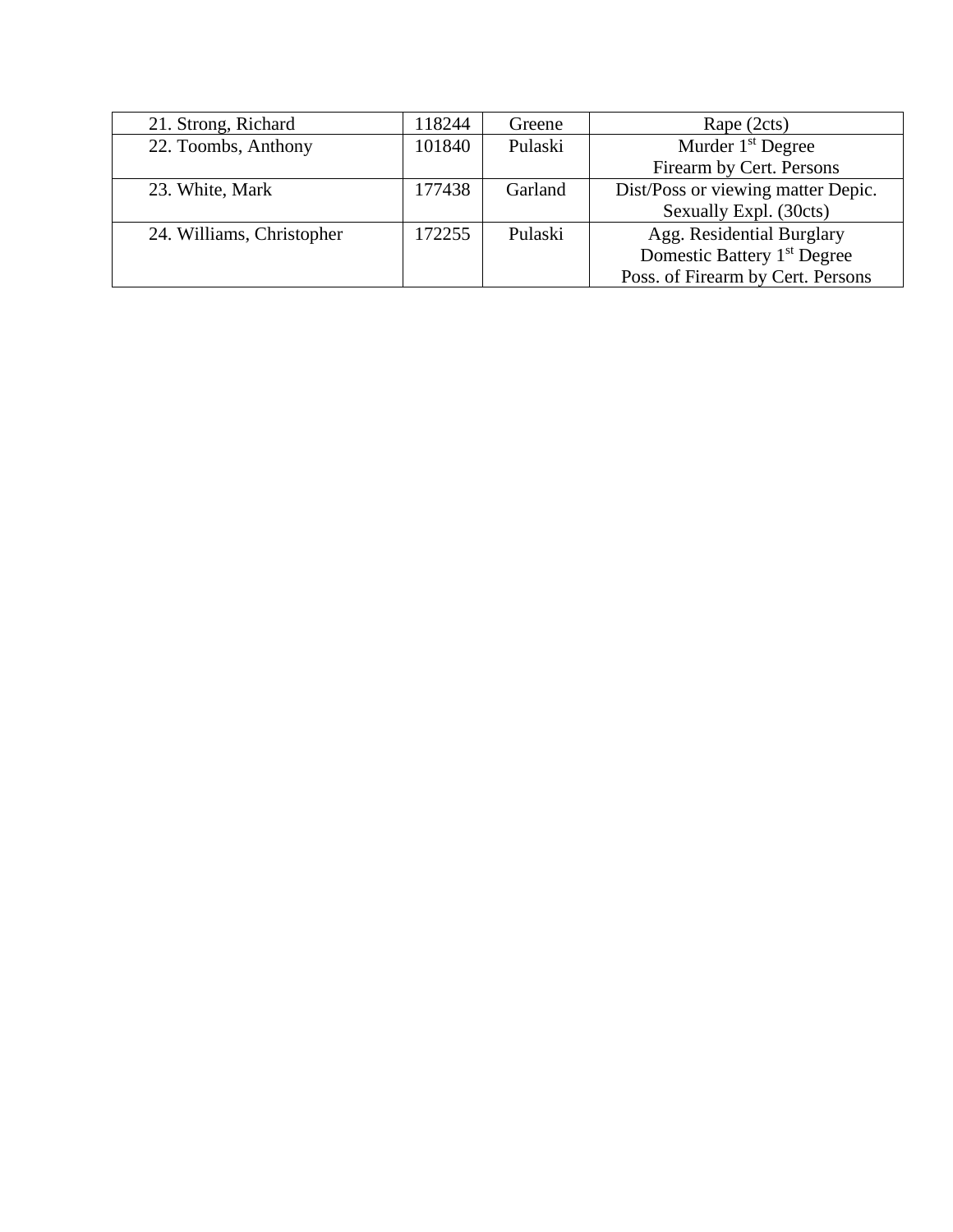| | | | |
|---|---|---|---|
| 21. Strong, Richard | 118244 | Greene | Rape (2cts) |
| 22. Toombs, Anthony | 101840 | Pulaski | Murder 1st Degree<br>Firearm by Cert. Persons |
| 23. White, Mark | 177438 | Garland | Dist/Poss or viewing matter Depic.<br>Sexually Expl. (30cts) |
| 24. Williams, Christopher | 172255 | Pulaski | Agg. Residential Burglary<br>Domestic Battery 1st Degree<br>Poss. of Firearm by Cert. Persons |